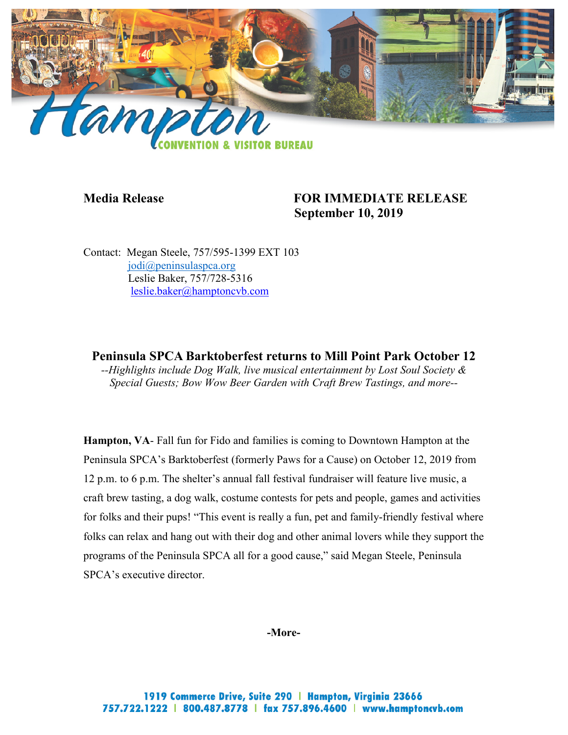Hampton CONVENTION & VISITOR BUREAU

**Media Release** **FOR IMMEDIATE RELEASE**
**September 10, 2019**

Contact: Megan Steele, 757/595-1399 EXT 103
jodi@peninsulaspca.org
Leslie Baker, 757/728-5316
leslie.baker@hamptoncvb.com

## Peninsula SPCA Barktoberfest returns to Mill Point Park October 12

*--Highlights include Dog Walk, live musical entertainment by Lost Soul Society & Special Guests; Bow Wow Beer Garden with Craft Brew Tastings, and more--*

**Hampton, VA**- Fall fun for Fido and families is coming to Downtown Hampton at the Peninsula SPCA's Barktoberfest (formerly Paws for a Cause) on October 12, 2019 from 12 p.m. to 6 p.m. The shelter's annual fall festival fundraiser will feature live music, a craft brew tasting, a dog walk, costume contests for pets and people, games and activities for folks and their pups! "This event is really a fun, pet and family-friendly festival where folks can relax and hang out with their dog and other animal lovers while they support the programs of the Peninsula SPCA all for a good cause," said Megan Steele, Peninsula SPCA's executive director.

**-More-**

1919 Commerce Drive, Suite 290 | Hampton, Virginia 23666
757.722.1222 | 800.487.8778 | fax 757.896.4600 | www.hamptoncvb.com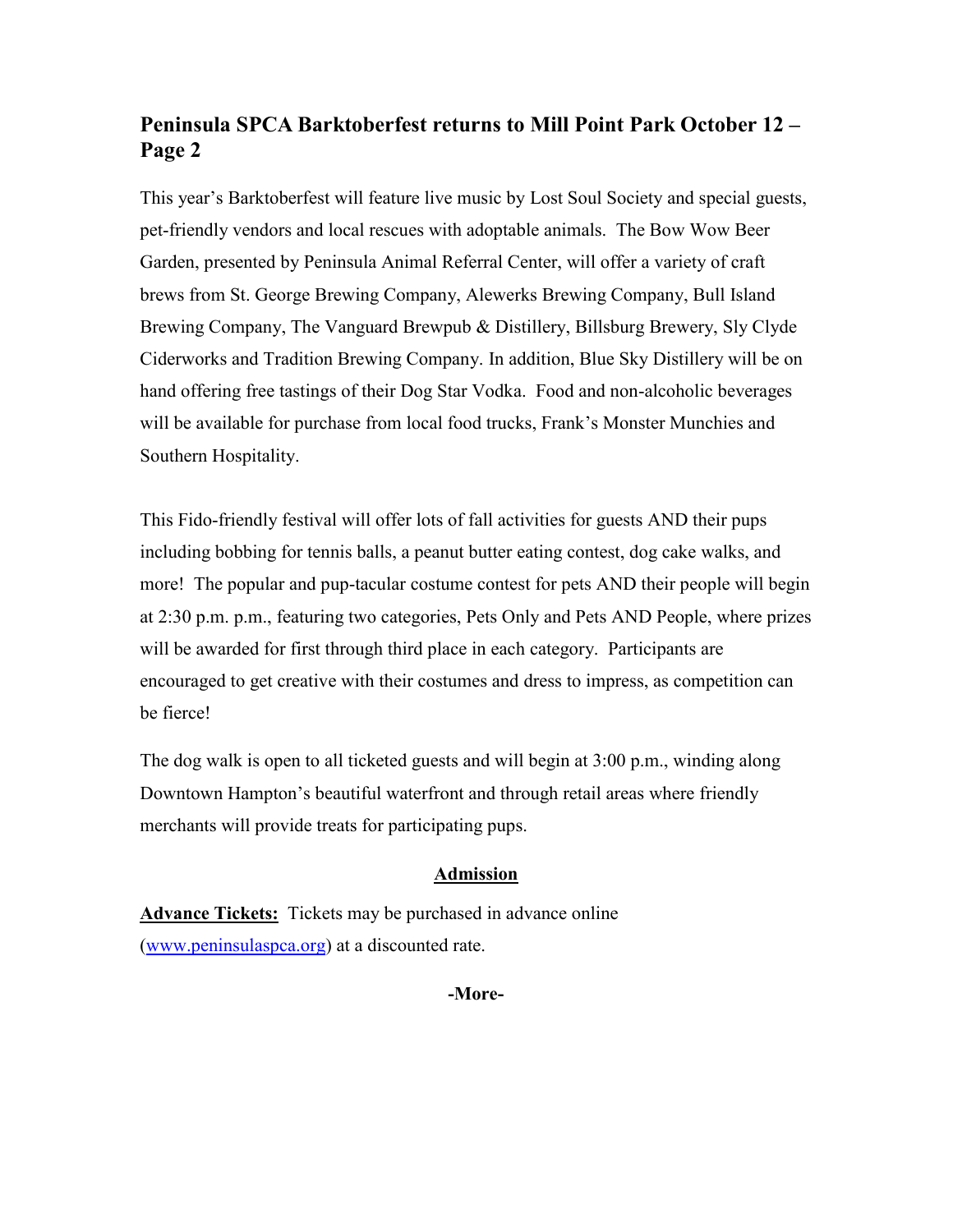## Peninsula SPCA Barktoberfest returns to Mill Point Park October 12 – Page 2

This year's Barktoberfest will feature live music by Lost Soul Society and special guests, pet-friendly vendors and local rescues with adoptable animals. The Bow Wow Beer Garden, presented by Peninsula Animal Referral Center, will offer a variety of craft brews from St. George Brewing Company, Alewerks Brewing Company, Bull Island Brewing Company, The Vanguard Brewpub & Distillery, Billsburg Brewery, Sly Clyde Ciderworks and Tradition Brewing Company. In addition, Blue Sky Distillery will be on hand offering free tastings of their Dog Star Vodka. Food and non-alcoholic beverages will be available for purchase from local food trucks, Frank's Monster Munchies and Southern Hospitality.

This Fido-friendly festival will offer lots of fall activities for guests AND their pups including bobbing for tennis balls, a peanut butter eating contest, dog cake walks, and more! The popular and pup-tacular costume contest for pets AND their people will begin at 2:30 p.m. p.m., featuring two categories, Pets Only and Pets AND People, where prizes will be awarded for first through third place in each category. Participants are encouraged to get creative with their costumes and dress to impress, as competition can be fierce!

The dog walk is open to all ticketed guests and will begin at 3:00 p.m., winding along Downtown Hampton's beautiful waterfront and through retail areas where friendly merchants will provide treats for participating pups.

**Admission**

**Advance Tickets:** Tickets may be purchased in advance online (www.peninsulaspca.org) at a discounted rate.

**-More-**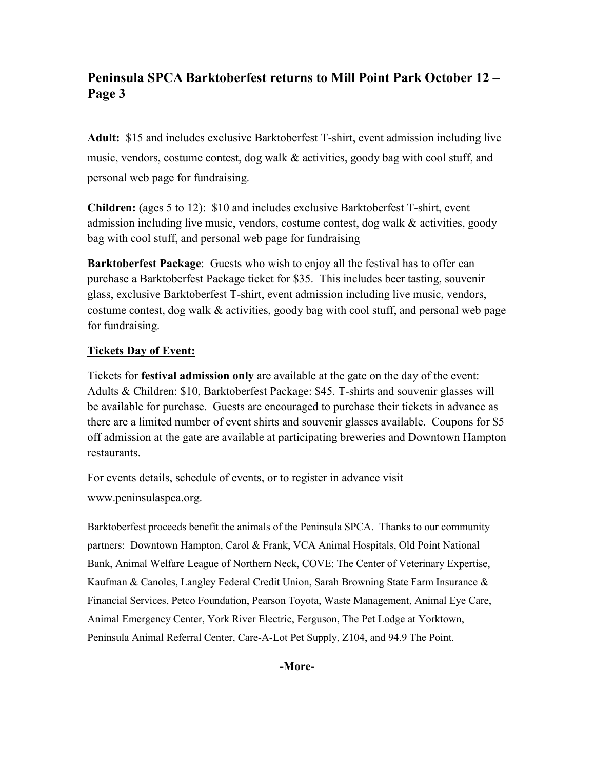**Adult:** $15 and includes exclusive Barktoberfest T-shirt, event admission including live music, vendors, costume contest, dog walk & activities, goody bag with cool stuff, and personal web page for fundraising.

**Children:** (ages 5 to 12): $10 and includes exclusive Barktoberfest T-shirt, event admission including live music, vendors, costume contest, dog walk & activities, goody bag with cool stuff, and personal web page for fundraising

**Barktoberfest Package**: Guests who wish to enjoy all the festival has to offer can purchase a Barktoberfest Package ticket for $35. This includes beer tasting, souvenir glass, exclusive Barktoberfest T-shirt, event admission including live music, vendors, costume contest, dog walk & activities, goody bag with cool stuff, and personal web page for fundraising.

**Tickets Day of Event:**

Tickets for **festival admission only** are available at the gate on the day of the event: Adults & Children: $10, Barktoberfest Package: $45. T-shirts and souvenir glasses will be available for purchase. Guests are encouraged to purchase their tickets in advance as there are a limited number of event shirts and souvenir glasses available. Coupons for $5 off admission at the gate are available at participating breweries and Downtown Hampton restaurants.

For events details, schedule of events, or to register in advance visit www.peninsulaspca.org.

Barktoberfest proceeds benefit the animals of the Peninsula SPCA. Thanks to our community partners: Downtown Hampton, Carol & Frank, VCA Animal Hospitals, Old Point National Bank, Animal Welfare League of Northern Neck, COVE: The Center of Veterinary Expertise, Kaufman & Canoles, Langley Federal Credit Union, Sarah Browning State Farm Insurance & Financial Services, Petco Foundation, Pearson Toyota, Waste Management, Animal Eye Care, Animal Emergency Center, York River Electric, Ferguson, The Pet Lodge at Yorktown, Peninsula Animal Referral Center, Care-A-Lot Pet Supply, Z104, and 94.9 The Point.

**-More-**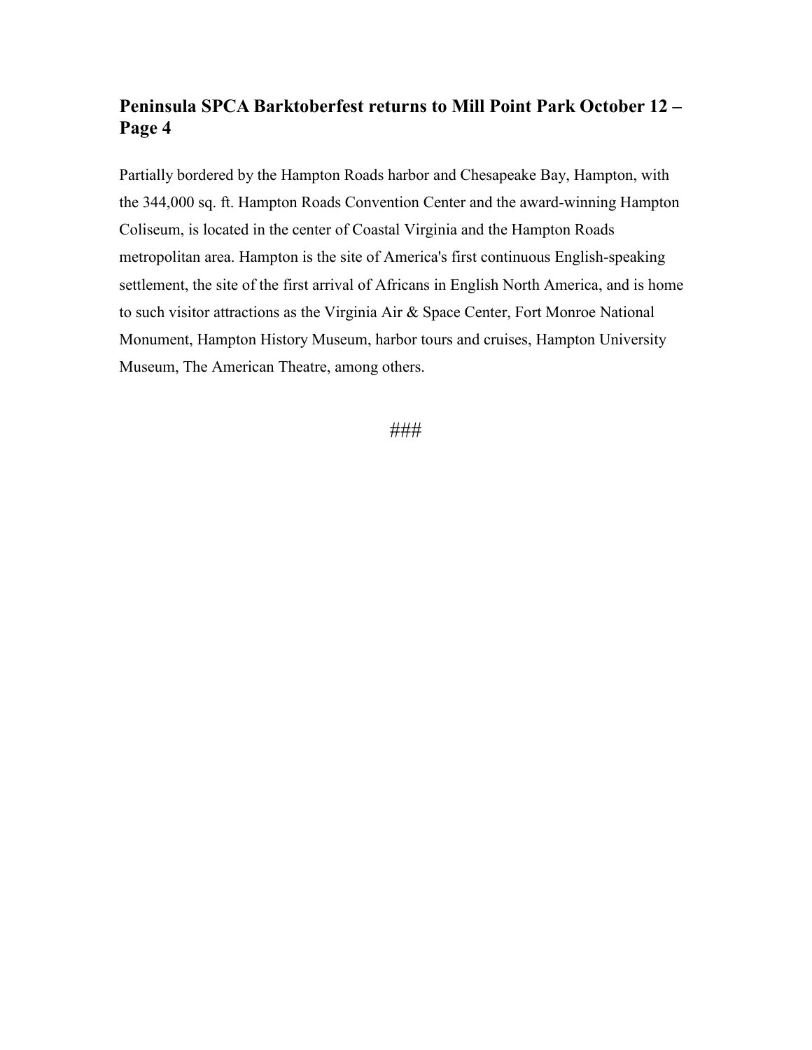Partially bordered by the Hampton Roads harbor and Chesapeake Bay, Hampton, with the 344,000 sq. ft. Hampton Roads Convention Center and the award-winning Hampton Coliseum, is located in the center of Coastal Virginia and the Hampton Roads metropolitan area. Hampton is the site of America's first continuous English-speaking settlement, the site of the first arrival of Africans in English North America, and is home to such visitor attractions as the Virginia Air & Space Center, Fort Monroe National Monument, Hampton History Museum, harbor tours and cruises, Hampton University Museum, The American Theatre, among others.

###